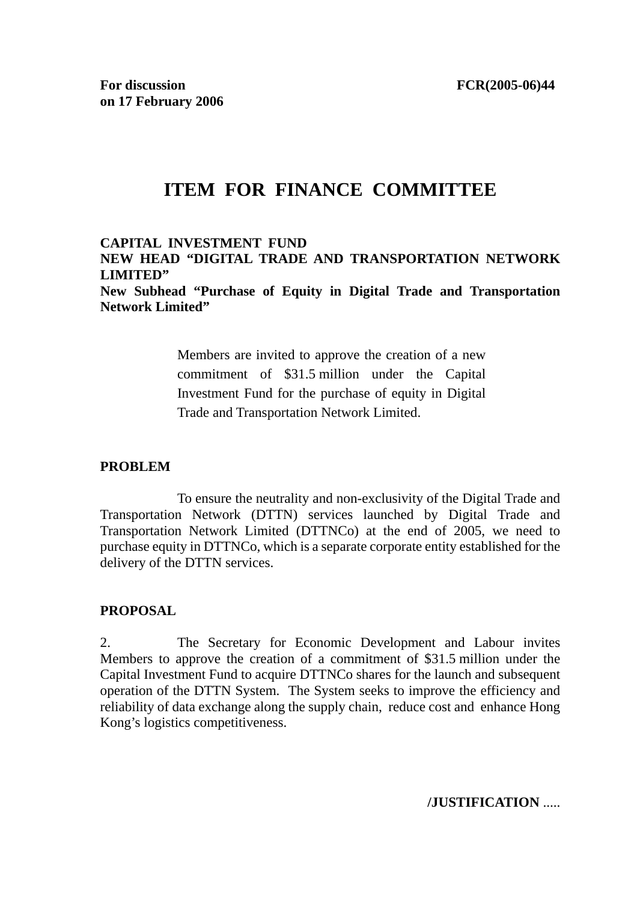**For discussion**
**on 17 February 2006**

**FCR(2005-06)44**

# ITEM FOR FINANCE COMMITTEE

**CAPITAL INVESTMENT FUND**
**NEW HEAD "DIGITAL TRADE AND TRANSPORTATION NETWORK LIMITED"**
**New Subhead "Purchase of Equity in Digital Trade and Transportation Network Limited"**

> Members are invited to approve the creation of a new commitment of $31.5 million under the Capital Investment Fund for the purchase of equity in Digital Trade and Transportation Network Limited.

## PROBLEM

To ensure the neutrality and non-exclusivity of the Digital Trade and Transportation Network (DTTN) services launched by Digital Trade and Transportation Network Limited (DTTNCo) at the end of 2005, we need to purchase equity in DTTNCo, which is a separate corporate entity established for the delivery of the DTTN services.

## PROPOSAL

2. The Secretary for Economic Development and Labour invites Members to approve the creation of a commitment of $31.5 million under the Capital Investment Fund to acquire DTTNCo shares for the launch and subsequent operation of the DTTN System. The System seeks to improve the efficiency and reliability of data exchange along the supply chain, reduce cost and enhance Hong Kong's logistics competitiveness.

**/JUSTIFICATION** .....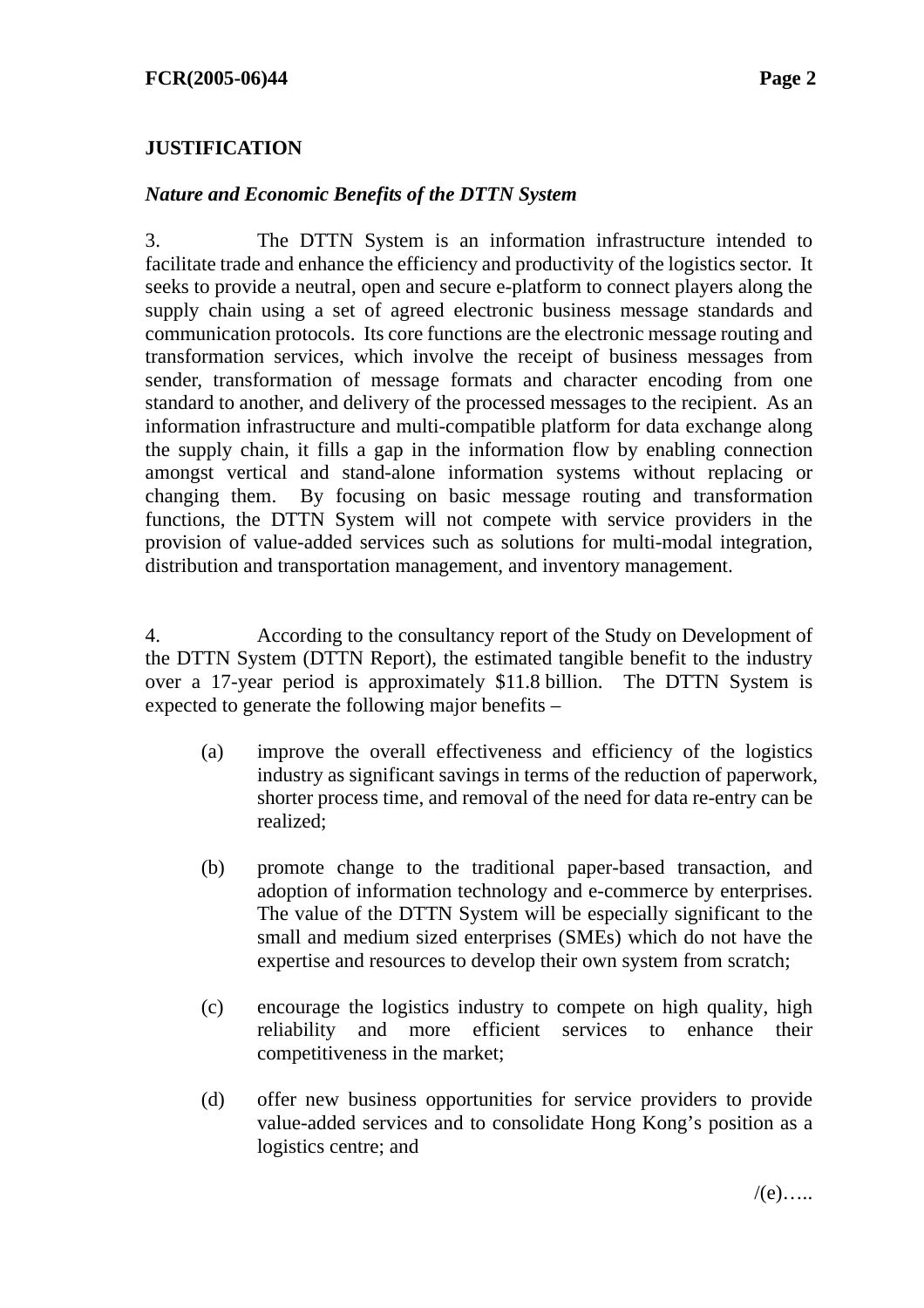**JUSTIFICATION**

*Nature and Economic Benefits of the DTTN System*

3. The DTTN System is an information infrastructure intended to facilitate trade and enhance the efficiency and productivity of the logistics sector. It seeks to provide a neutral, open and secure e-platform to connect players along the supply chain using a set of agreed electronic business message standards and communication protocols. Its core functions are the electronic message routing and transformation services, which involve the receipt of business messages from sender, transformation of message formats and character encoding from one standard to another, and delivery of the processed messages to the recipient. As an information infrastructure and multi-compatible platform for data exchange along the supply chain, it fills a gap in the information flow by enabling connection amongst vertical and stand-alone information systems without replacing or changing them. By focusing on basic message routing and transformation functions, the DTTN System will not compete with service providers in the provision of value-added services such as solutions for multi-modal integration, distribution and transportation management, and inventory management.

4. According to the consultancy report of the Study on Development of the DTTN System (DTTN Report), the estimated tangible benefit to the industry over a 17-year period is approximately $11.8 billion. The DTTN System is expected to generate the following major benefits –

(a) improve the overall effectiveness and efficiency of the logistics industry as significant savings in terms of the reduction of paperwork, shorter process time, and removal of the need for data re-entry can be realized;

(b) promote change to the traditional paper-based transaction, and adoption of information technology and e-commerce by enterprises. The value of the DTTN System will be especially significant to the small and medium sized enterprises (SMEs) which do not have the expertise and resources to develop their own system from scratch;

(c) encourage the logistics industry to compete on high quality, high reliability and more efficient services to enhance their competitiveness in the market;

(d) offer new business opportunities for service providers to provide value-added services and to consolidate Hong Kong's position as a logistics centre; and

/(e)…..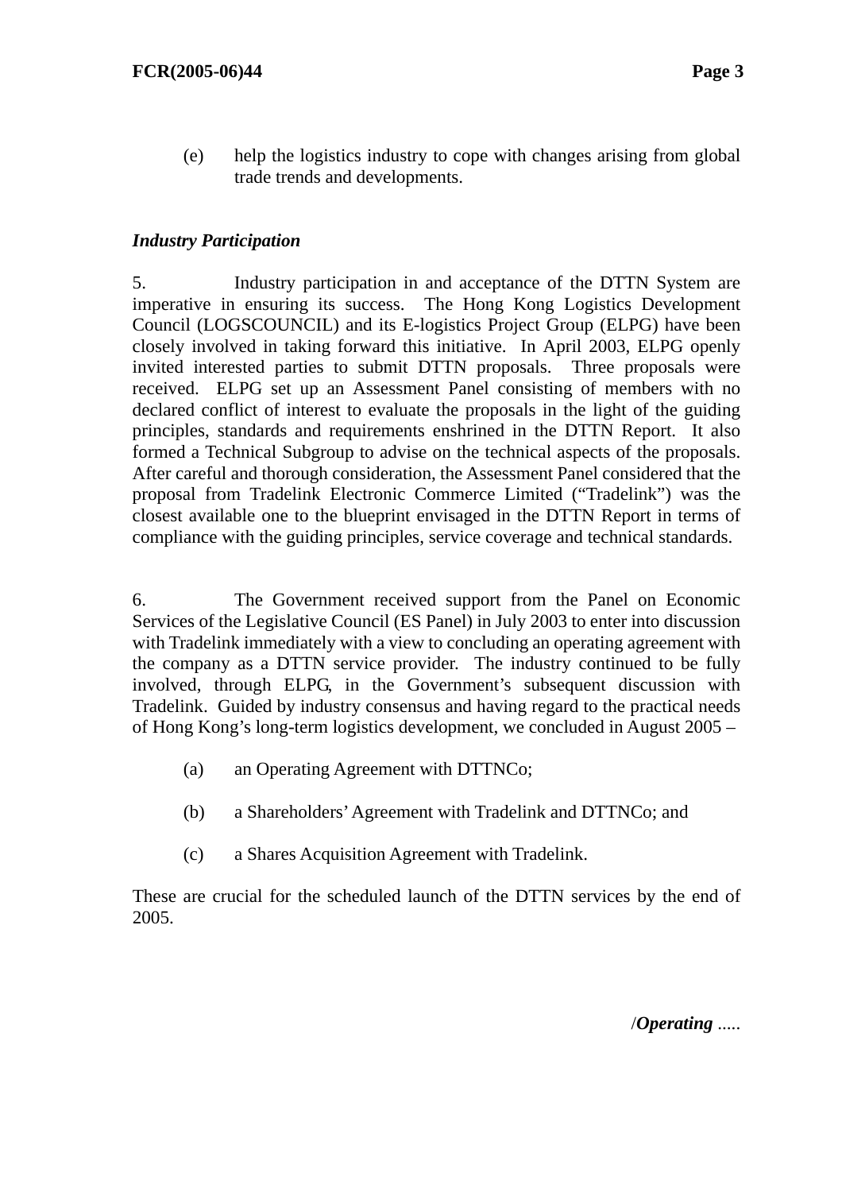(e) help the logistics industry to cope with changes arising from global trade trends and developments.

***Industry Participation***

5. Industry participation in and acceptance of the DTTN System are imperative in ensuring its success. The Hong Kong Logistics Development Council (LOGSCOUNCIL) and its E-logistics Project Group (ELPG) have been closely involved in taking forward this initiative. In April 2003, ELPG openly invited interested parties to submit DTTN proposals. Three proposals were received. ELPG set up an Assessment Panel consisting of members with no declared conflict of interest to evaluate the proposals in the light of the guiding principles, standards and requirements enshrined in the DTTN Report. It also formed a Technical Subgroup to advise on the technical aspects of the proposals. After careful and thorough consideration, the Assessment Panel considered that the proposal from Tradelink Electronic Commerce Limited ("Tradelink") was the closest available one to the blueprint envisaged in the DTTN Report in terms of compliance with the guiding principles, service coverage and technical standards.

6. The Government received support from the Panel on Economic Services of the Legislative Council (ES Panel) in July 2003 to enter into discussion with Tradelink immediately with a view to concluding an operating agreement with the company as a DTTN service provider. The industry continued to be fully involved, through ELPG, in the Government's subsequent discussion with Tradelink. Guided by industry consensus and having regard to the practical needs of Hong Kong's long-term logistics development, we concluded in August 2005 –

(a) an Operating Agreement with DTTNCo;

(b) a Shareholders' Agreement with Tradelink and DTTNCo; and

(c) a Shares Acquisition Agreement with Tradelink.

These are crucial for the scheduled launch of the DTTN services by the end of 2005.

/***Operating*** .....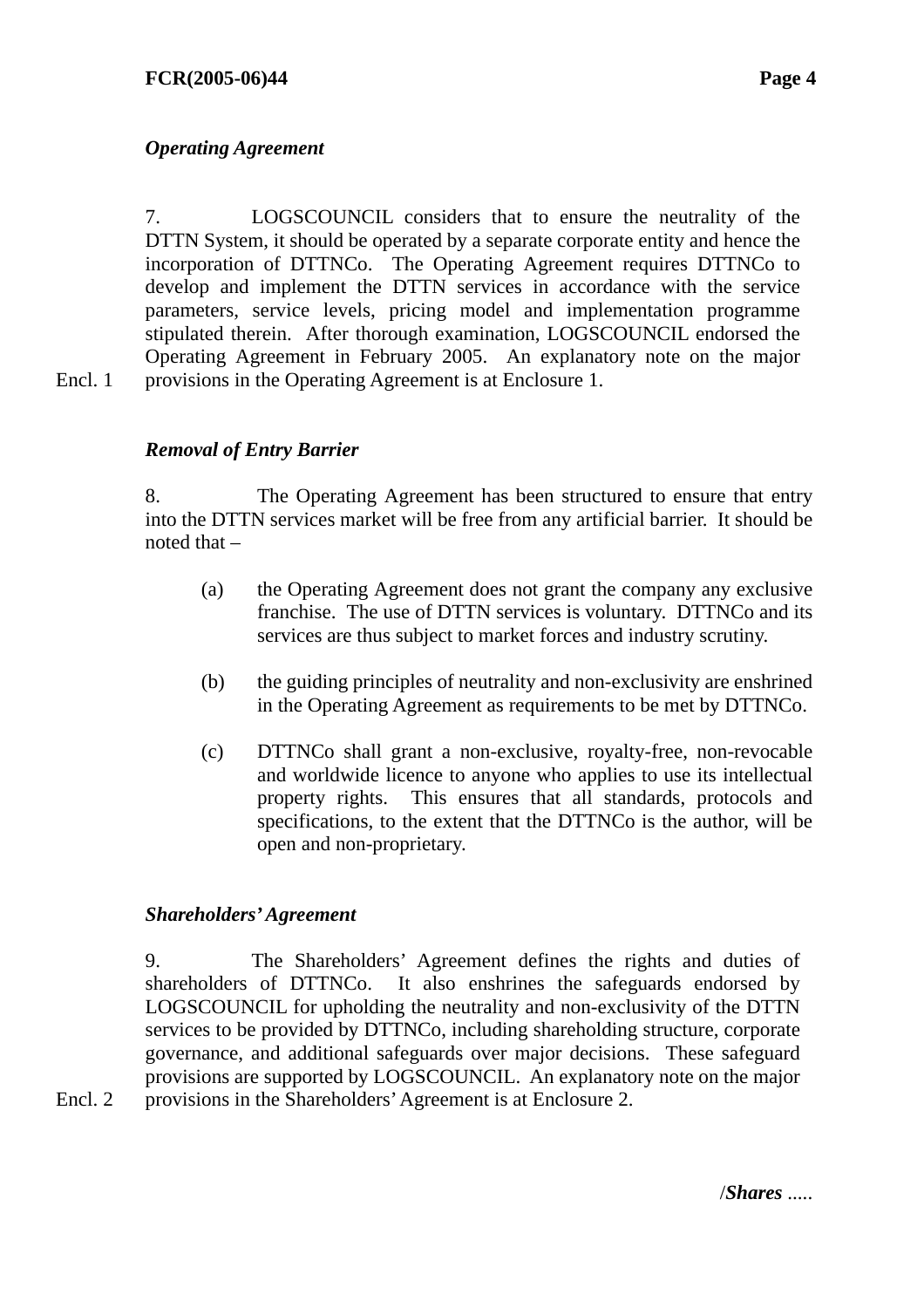*Operating Agreement*

7. LOGSCOUNCIL considers that to ensure the neutrality of the DTTN System, it should be operated by a separate corporate entity and hence the incorporation of DTTNCo. The Operating Agreement requires DTTNCo to develop and implement the DTTN services in accordance with the service parameters, service levels, pricing model and implementation programme stipulated therein. After thorough examination, LOGSCOUNCIL endorsed the Operating Agreement in February 2005. An explanatory note on the major provisions in the Operating Agreement is at Enclosure 1.

Encl. 1

***Removal of Entry Barrier***

8. The Operating Agreement has been structured to ensure that entry into the DTTN services market will be free from any artificial barrier. It should be noted that –

(a) the Operating Agreement does not grant the company any exclusive franchise. The use of DTTN services is voluntary. DTTNCo and its services are thus subject to market forces and industry scrutiny.

(b) the guiding principles of neutrality and non-exclusivity are enshrined in the Operating Agreement as requirements to be met by DTTNCo.

(c) DTTNCo shall grant a non-exclusive, royalty-free, non-revocable and worldwide licence to anyone who applies to use its intellectual property rights. This ensures that all standards, protocols and specifications, to the extent that the DTTNCo is the author, will be open and non-proprietary.

***Shareholders' Agreement***

9. The Shareholders' Agreement defines the rights and duties of shareholders of DTTNCo. It also enshrines the safeguards endorsed by LOGSCOUNCIL for upholding the neutrality and non-exclusivity of the DTTN services to be provided by DTTNCo, including shareholding structure, corporate governance, and additional safeguards over major decisions. These safeguard provisions are supported by LOGSCOUNCIL. An explanatory note on the major provisions in the Shareholders' Agreement is at Enclosure 2.

Encl. 2

/***Shares*** .....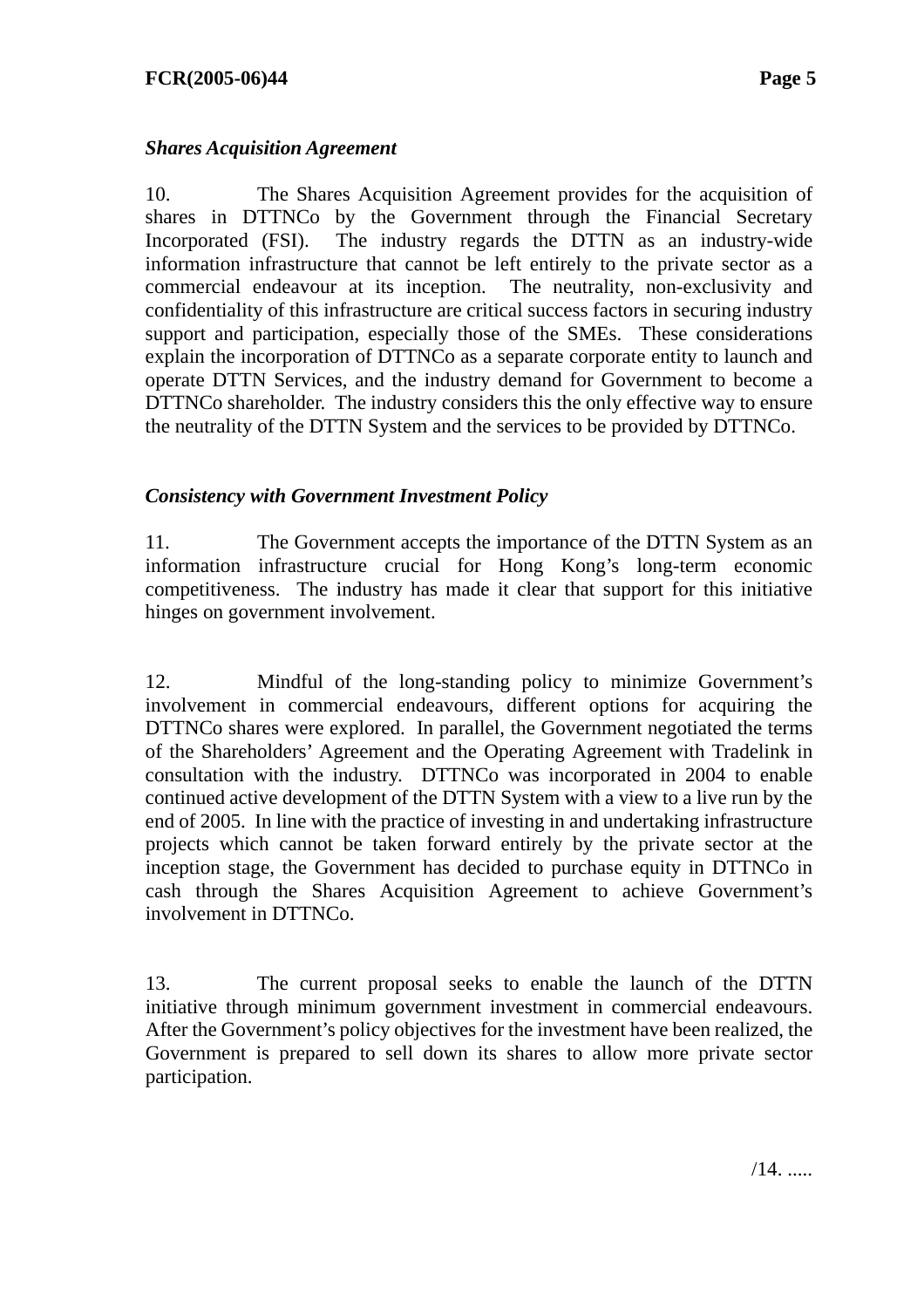***Shares Acquisition Agreement***

10. The Shares Acquisition Agreement provides for the acquisition of shares in DTTNCo by the Government through the Financial Secretary Incorporated (FSI). The industry regards the DTTN as an industry-wide information infrastructure that cannot be left entirely to the private sector as a commercial endeavour at its inception. The neutrality, non-exclusivity and confidentiality of this infrastructure are critical success factors in securing industry support and participation, especially those of the SMEs. These considerations explain the incorporation of DTTNCo as a separate corporate entity to launch and operate DTTN Services, and the industry demand for Government to become a DTTNCo shareholder. The industry considers this the only effective way to ensure the neutrality of the DTTN System and the services to be provided by DTTNCo.

***Consistency with Government Investment Policy***

11. The Government accepts the importance of the DTTN System as an information infrastructure crucial for Hong Kong's long-term economic competitiveness. The industry has made it clear that support for this initiative hinges on government involvement.

12. Mindful of the long-standing policy to minimize Government's involvement in commercial endeavours, different options for acquiring the DTTNCo shares were explored. In parallel, the Government negotiated the terms of the Shareholders' Agreement and the Operating Agreement with Tradelink in consultation with the industry. DTTNCo was incorporated in 2004 to enable continued active development of the DTTN System with a view to a live run by the end of 2005. In line with the practice of investing in and undertaking infrastructure projects which cannot be taken forward entirely by the private sector at the inception stage, the Government has decided to purchase equity in DTTNCo in cash through the Shares Acquisition Agreement to achieve Government's involvement in DTTNCo.

13. The current proposal seeks to enable the launch of the DTTN initiative through minimum government investment in commercial endeavours. After the Government's policy objectives for the investment have been realized, the Government is prepared to sell down its shares to allow more private sector participation.

/14. .....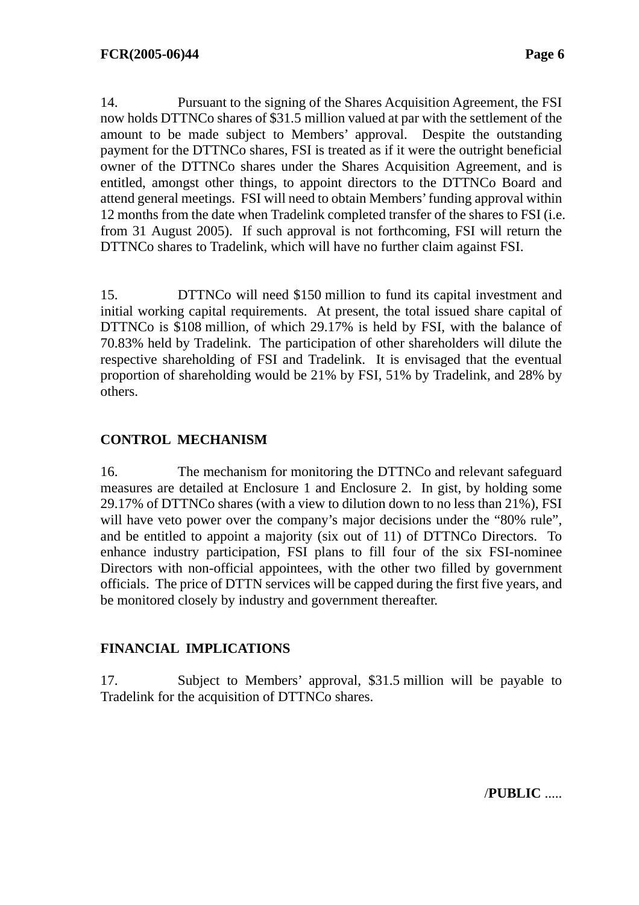14. Pursuant to the signing of the Shares Acquisition Agreement, the FSI now holds DTTNCo shares of $31.5 million valued at par with the settlement of the amount to be made subject to Members' approval. Despite the outstanding payment for the DTTNCo shares, FSI is treated as if it were the outright beneficial owner of the DTTNCo shares under the Shares Acquisition Agreement, and is entitled, amongst other things, to appoint directors to the DTTNCo Board and attend general meetings. FSI will need to obtain Members' funding approval within 12 months from the date when Tradelink completed transfer of the shares to FSI (i.e. from 31 August 2005). If such approval is not forthcoming, FSI will return the DTTNCo shares to Tradelink, which will have no further claim against FSI.

15. DTTNCo will need $150 million to fund its capital investment and initial working capital requirements. At present, the total issued share capital of DTTNCo is $108 million, of which 29.17% is held by FSI, with the balance of 70.83% held by Tradelink. The participation of other shareholders will dilute the respective shareholding of FSI and Tradelink. It is envisaged that the eventual proportion of shareholding would be 21% by FSI, 51% by Tradelink, and 28% by others.

## CONTROL MECHANISM

16. The mechanism for monitoring the DTTNCo and relevant safeguard measures are detailed at Enclosure 1 and Enclosure 2. In gist, by holding some 29.17% of DTTNCo shares (with a view to dilution down to no less than 21%), FSI will have veto power over the company's major decisions under the "80% rule", and be entitled to appoint a majority (six out of 11) of DTTNCo Directors. To enhance industry participation, FSI plans to fill four of the six FSI-nominee Directors with non-official appointees, with the other two filled by government officials. The price of DTTN services will be capped during the first five years, and be monitored closely by industry and government thereafter.

## FINANCIAL IMPLICATIONS

17. Subject to Members' approval, $31.5 million will be payable to Tradelink for the acquisition of DTTNCo shares.

/**PUBLIC** .....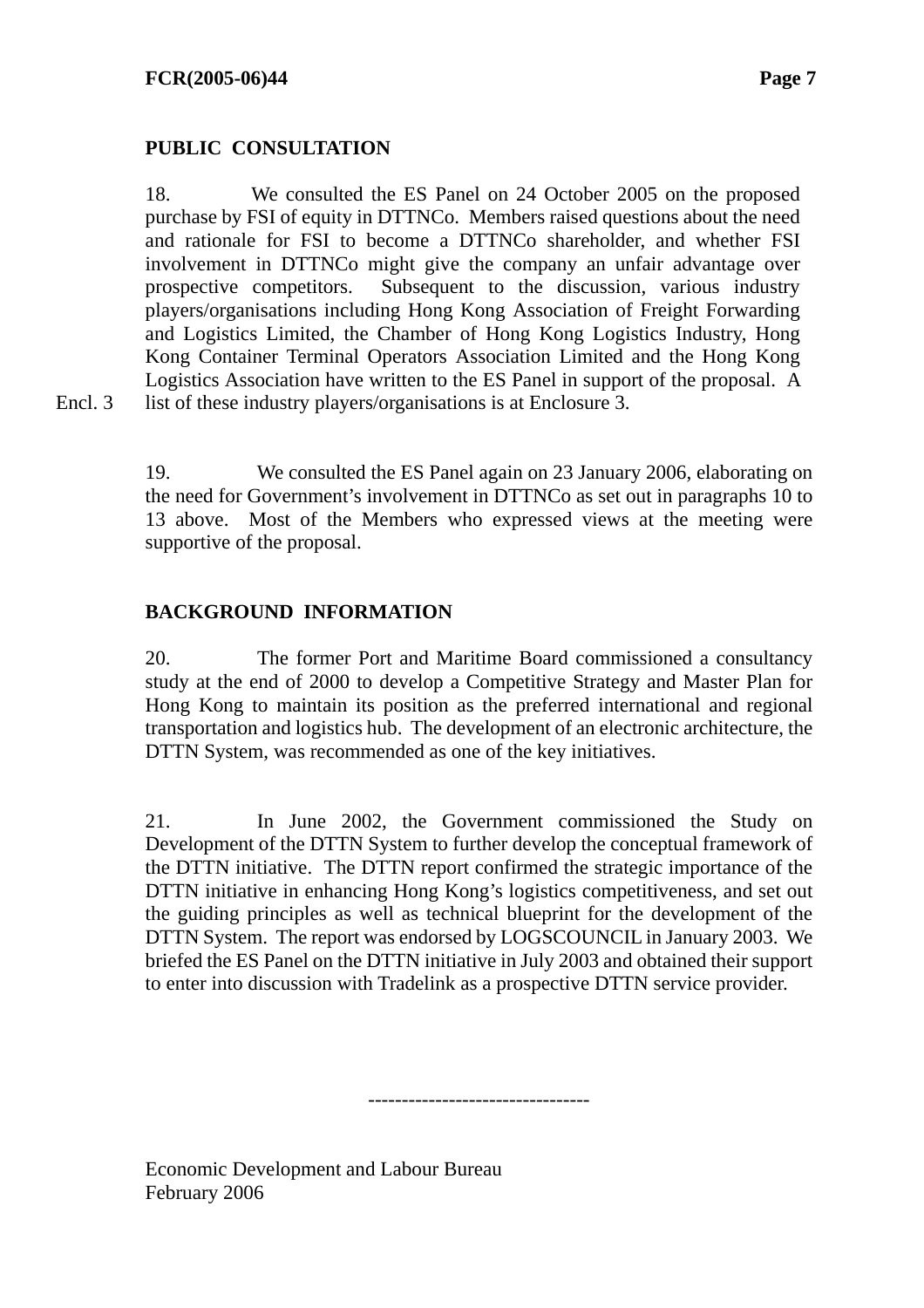## PUBLIC CONSULTATION

18. We consulted the ES Panel on 24 October 2005 on the proposed purchase by FSI of equity in DTTNCo. Members raised questions about the need and rationale for FSI to become a DTTNCo shareholder, and whether FSI involvement in DTTNCo might give the company an unfair advantage over prospective competitors. Subsequent to the discussion, various industry players/organisations including Hong Kong Association of Freight Forwarding and Logistics Limited, the Chamber of Hong Kong Logistics Industry, Hong Kong Container Terminal Operators Association Limited and the Hong Kong Logistics Association have written to the ES Panel in support of the proposal. A list of these industry players/organisations is at Enclosure 3.

Encl. 3

19. We consulted the ES Panel again on 23 January 2006, elaborating on the need for Government's involvement in DTTNCo as set out in paragraphs 10 to 13 above. Most of the Members who expressed views at the meeting were supportive of the proposal.

## BACKGROUND INFORMATION

20. The former Port and Maritime Board commissioned a consultancy study at the end of 2000 to develop a Competitive Strategy and Master Plan for Hong Kong to maintain its position as the preferred international and regional transportation and logistics hub. The development of an electronic architecture, the DTTN System, was recommended as one of the key initiatives.

21. In June 2002, the Government commissioned the Study on Development of the DTTN System to further develop the conceptual framework of the DTTN initiative. The DTTN report confirmed the strategic importance of the DTTN initiative in enhancing Hong Kong's logistics competitiveness, and set out the guiding principles as well as technical blueprint for the development of the DTTN System. The report was endorsed by LOGSCOUNCIL in January 2003. We briefed the ES Panel on the DTTN initiative in July 2003 and obtained their support to enter into discussion with Tradelink as a prospective DTTN service provider.

---------------------------------

Economic Development and Labour Bureau
February 2006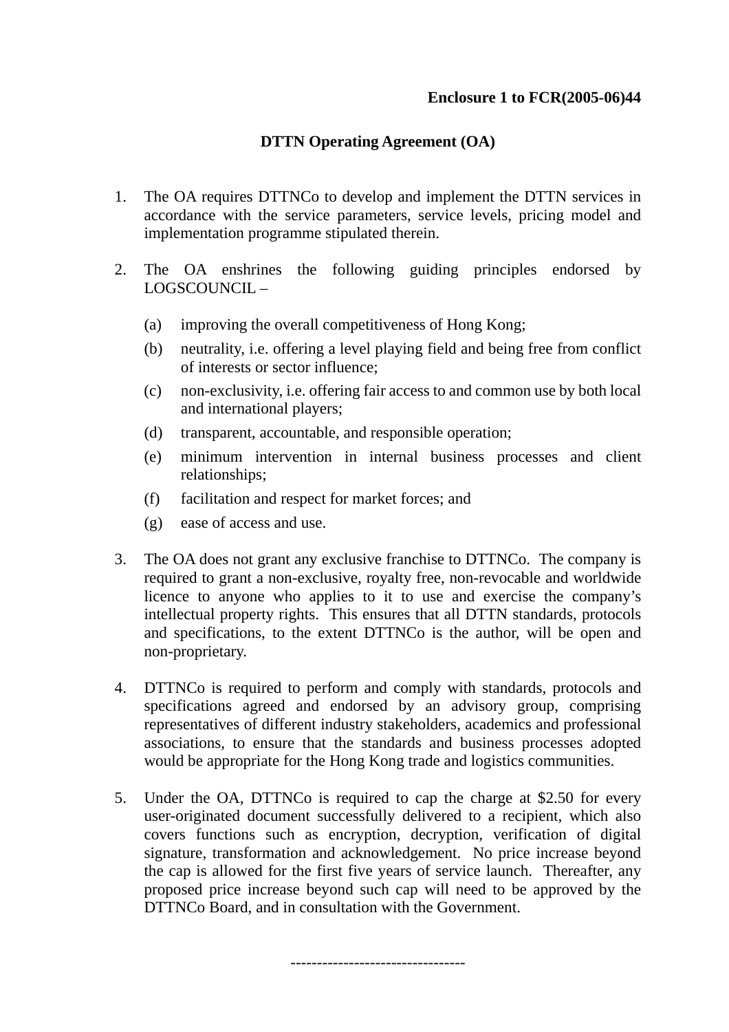**Enclosure 1 to FCR(2005-06)44**

**DTTN Operating Agreement (OA)**

1. The OA requires DTTNCo to develop and implement the DTTN services in accordance with the service parameters, service levels, pricing model and implementation programme stipulated therein.

2. The OA enshrines the following guiding principles endorsed by LOGSCOUNCIL –

   (a) improving the overall competitiveness of Hong Kong;

   (b) neutrality, i.e. offering a level playing field and being free from conflict of interests or sector influence;

   (c) non-exclusivity, i.e. offering fair access to and common use by both local and international players;

   (d) transparent, accountable, and responsible operation;

   (e) minimum intervention in internal business processes and client relationships;

   (f) facilitation and respect for market forces; and

   (g) ease of access and use.

3. The OA does not grant any exclusive franchise to DTTNCo. The company is required to grant a non-exclusive, royalty free, non-revocable and worldwide licence to anyone who applies to it to use and exercise the company's intellectual property rights. This ensures that all DTTN standards, protocols and specifications, to the extent DTTNCo is the author, will be open and non-proprietary.

4. DTTNCo is required to perform and comply with standards, protocols and specifications agreed and endorsed by an advisory group, comprising representatives of different industry stakeholders, academics and professional associations, to ensure that the standards and business processes adopted would be appropriate for the Hong Kong trade and logistics communities.

5. Under the OA, DTTNCo is required to cap the charge at $2.50 for every user-originated document successfully delivered to a recipient, which also covers functions such as encryption, decryption, verification of digital signature, transformation and acknowledgement. No price increase beyond the cap is allowed for the first five years of service launch. Thereafter, any proposed price increase beyond such cap will need to be approved by the DTTNCo Board, and in consultation with the Government.

---------------------------------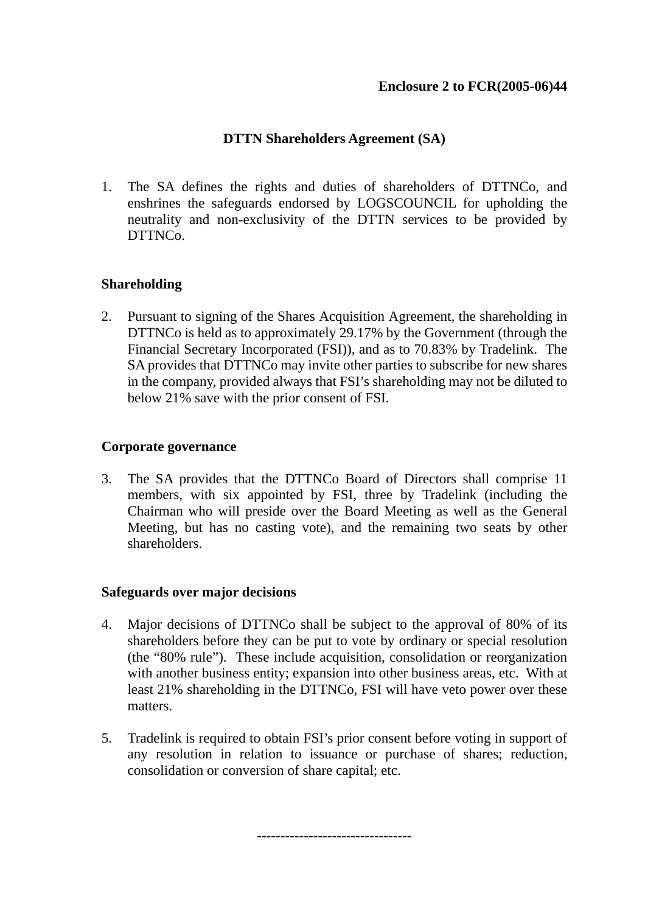**Enclosure 2 to FCR(2005-06)44**

# DTTN Shareholders Agreement (SA)

1. The SA defines the rights and duties of shareholders of DTTNCo, and enshrines the safeguards endorsed by LOGSCOUNCIL for upholding the neutrality and non-exclusivity of the DTTN services to be provided by DTTNCo.

## Shareholding

2. Pursuant to signing of the Shares Acquisition Agreement, the shareholding in DTTNCo is held as to approximately 29.17% by the Government (through the Financial Secretary Incorporated (FSI)), and as to 70.83% by Tradelink. The SA provides that DTTNCo may invite other parties to subscribe for new shares in the company, provided always that FSI's shareholding may not be diluted to below 21% save with the prior consent of FSI.

## Corporate governance

3. The SA provides that the DTTNCo Board of Directors shall comprise 11 members, with six appointed by FSI, three by Tradelink (including the Chairman who will preside over the Board Meeting as well as the General Meeting, but has no casting vote), and the remaining two seats by other shareholders.

## Safeguards over major decisions

4. Major decisions of DTTNCo shall be subject to the approval of 80% of its shareholders before they can be put to vote by ordinary or special resolution (the "80% rule"). These include acquisition, consolidation or reorganization with another business entity; expansion into other business areas, etc. With at least 21% shareholding in the DTTNCo, FSI will have veto power over these matters.

5. Tradelink is required to obtain FSI's prior consent before voting in support of any resolution in relation to issuance or purchase of shares; reduction, consolidation or conversion of share capital; etc.

---------------------------------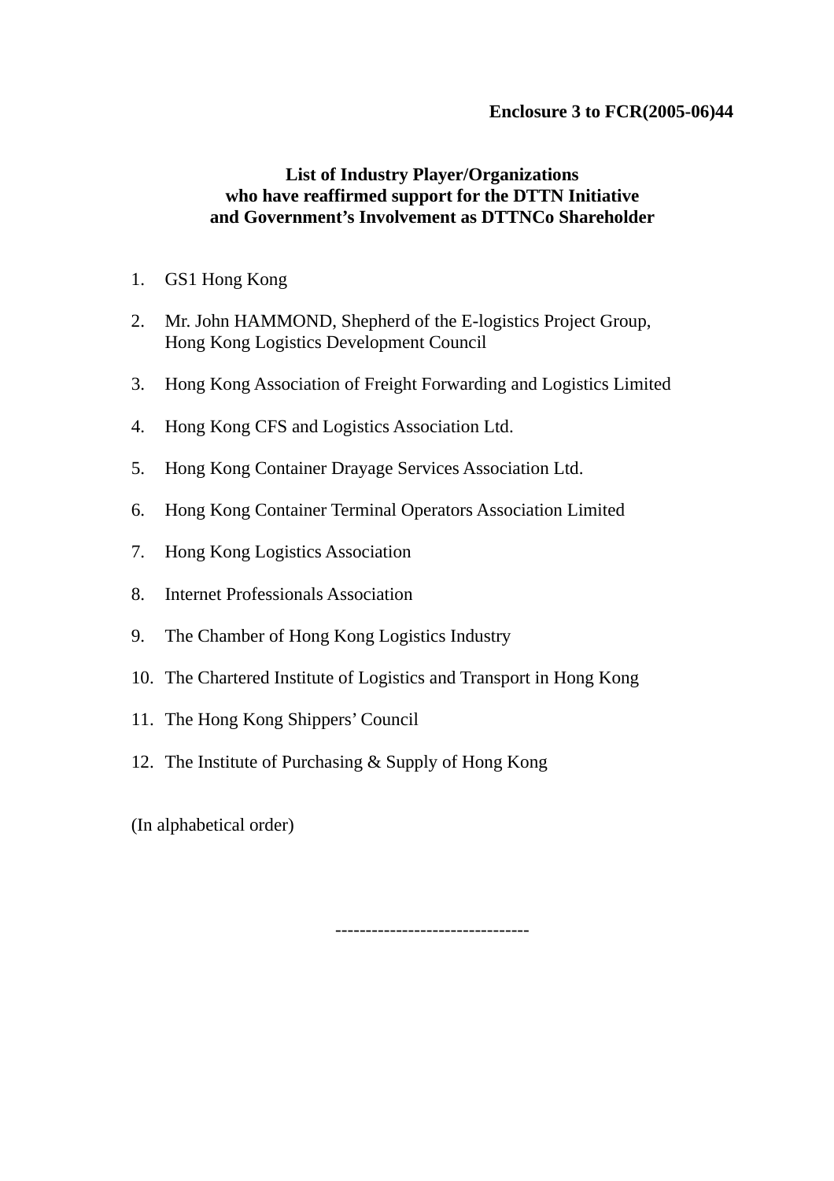**Enclosure 3 to FCR(2005-06)44**

**List of Industry Player/Organizations who have reaffirmed support for the DTTN Initiative and Government's Involvement as DTTNCo Shareholder**

1. GS1 Hong Kong
2. Mr. John HAMMOND, Shepherd of the E-logistics Project Group, Hong Kong Logistics Development Council
3. Hong Kong Association of Freight Forwarding and Logistics Limited
4. Hong Kong CFS and Logistics Association Ltd.
5. Hong Kong Container Drayage Services Association Ltd.
6. Hong Kong Container Terminal Operators Association Limited
7. Hong Kong Logistics Association
8. Internet Professionals Association
9. The Chamber of Hong Kong Logistics Industry
10. The Chartered Institute of Logistics and Transport in Hong Kong
11. The Hong Kong Shippers' Council
12. The Institute of Purchasing & Supply of Hong Kong

(In alphabetical order)

--------------------------------